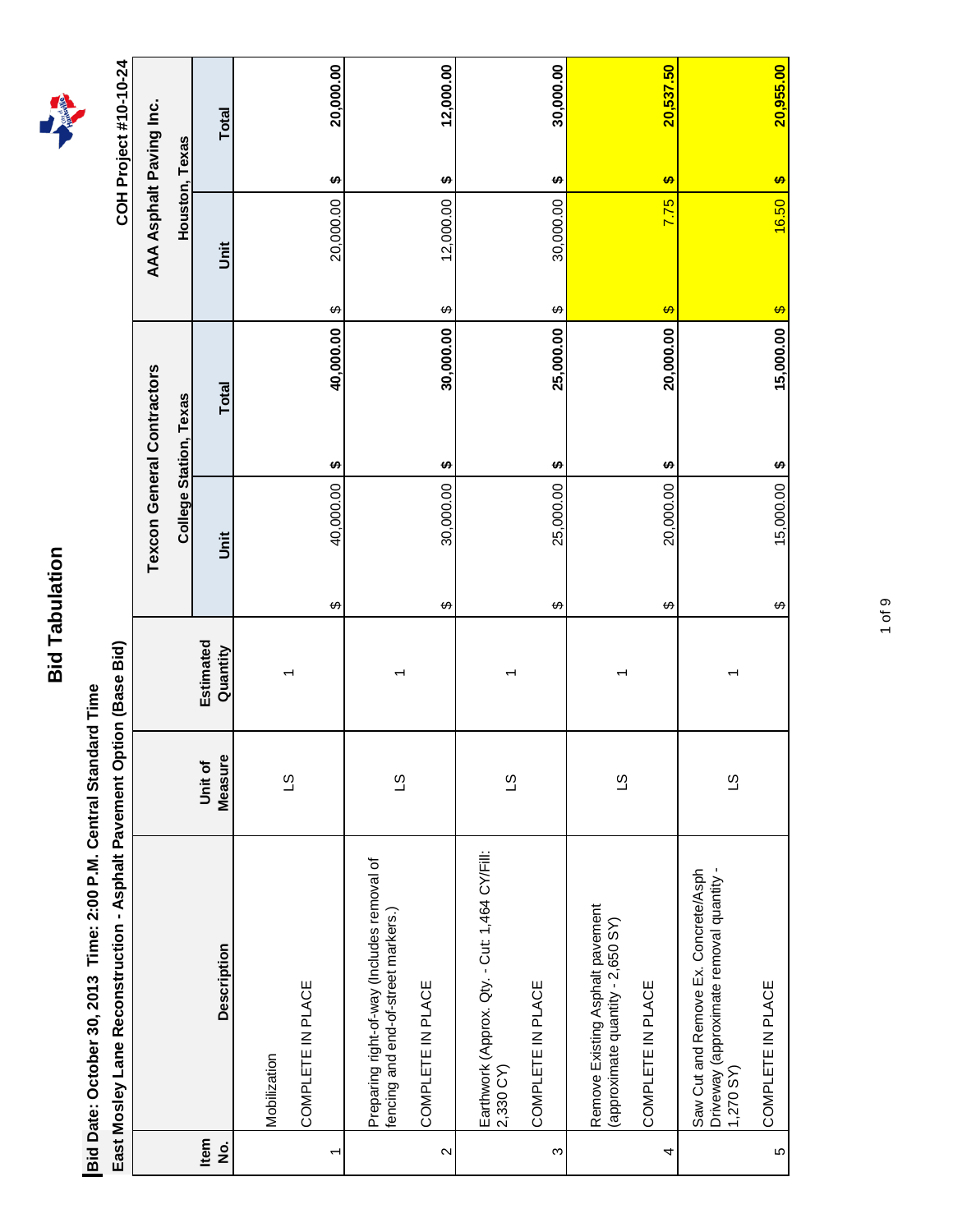# Bid Tabulation

**Bid Date: October 30, 2013 Time: 2:00 P.M. Central Standard Time**

**East Mosley Lane Reconstruction - Asphalt Pavement Option (Base Bid)**

**COH Project #10-10-24**

| Item No. | Description | Unit of Measure | Estimated Quantity | Texcon General Contractors, College Station, Texas | | AAA Asphalt Paving Inc., Houston, Texas | |
|---|---|---|---|---|---|---|---|
| | | | | Unit | Total | Unit | Total |
| 1 | Mobilization<br>COMPLETE IN PLACE | LS | 1 | $ 40,000.00 | $ 40,000.00 | $ 20,000.00 | $ 20,000.00 |
| 2 | Preparing right-of-way (Includes removal of fencing and end-of-street markers.)<br>COMPLETE IN PLACE | LS | 1 | $ 30,000.00 | $ 30,000.00 | $ 12,000.00 | $ 12,000.00 |
| 3 | Earthwork (Approx. Qty. - Cut: 1,464 CY/Fill: 2,330 CY)<br>COMPLETE IN PLACE | LS | 1 | $ 25,000.00 | $ 25,000.00 | $ 30,000.00 | $ 30,000.00 |
| 4 | Remove Existing Asphalt pavement (approximate quantity - 2,650 SY)<br>COMPLETE IN PLACE | LS | 1 | $ 20,000.00 | $ 20,000.00 | $ 7.75 | $ 20,537.50 |
| 5 | Saw Cut and Remove Ex. Concrete/Asph Driveway (approximate removal quantity - 1,270 SY)<br>COMPLETE IN PLACE | LS | 1 | $ 15,000.00 | $ 15,000.00 | $ 16.50 | $ 20,955.00 |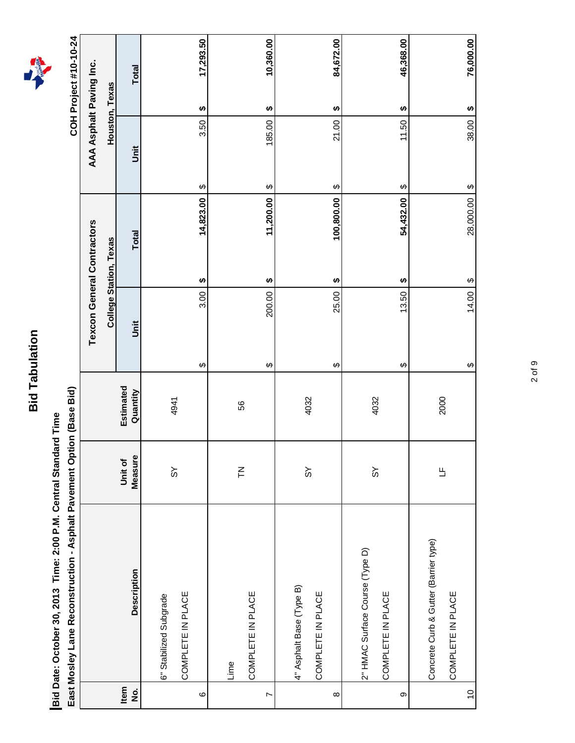# Bid Tabulation

**Bid Date: October 30, 2013 Time: 2:00 P.M. Central Standard Time**

**East Mosley Lane Reconstruction - Asphalt Pavement Option (Base Bid)**

**COH Project #10-10-24**

| Item No. | Description | Unit of Measure | Estimated Quantity | Texcon General Contractors College Station, Texas | | AAA Asphalt Paving Inc. Houston, Texas | |
|---|---|---|---|---|---|---|---|
| | | | | Unit | Total | Unit | Total |
| 6 | 6" Stabilized Subgrade COMPLETE IN PLACE | SY | 4941 | $ 3.00 | $ 14,823.00 | $ 3.50 | $ 17,293.50 |
| 7 | Lime COMPLETE IN PLACE | TN | 56 | $ 200.00 | $ 11,200.00 | $ 185.00 | $ 10,360.00 |
| 8 | 4" Asphalt Base (Type B) COMPLETE IN PLACE | SY | 4032 | $ 25.00 | $ 100,800.00 | $ 21.00 | $ 84,672.00 |
| 9 | 2" HMAC Surface Course (Type D) COMPLETE IN PLACE | SY | 4032 | $ 13.50 | $ 54,432.00 | $ 11.50 | $ 46,368.00 |
| 10 | Concrete Curb & Gutter (Barrier type) COMPLETE IN PLACE | LF | 2000 | $ 14.00 | $ 28,000.00 | $ 38.00 | $ 76,000.00 |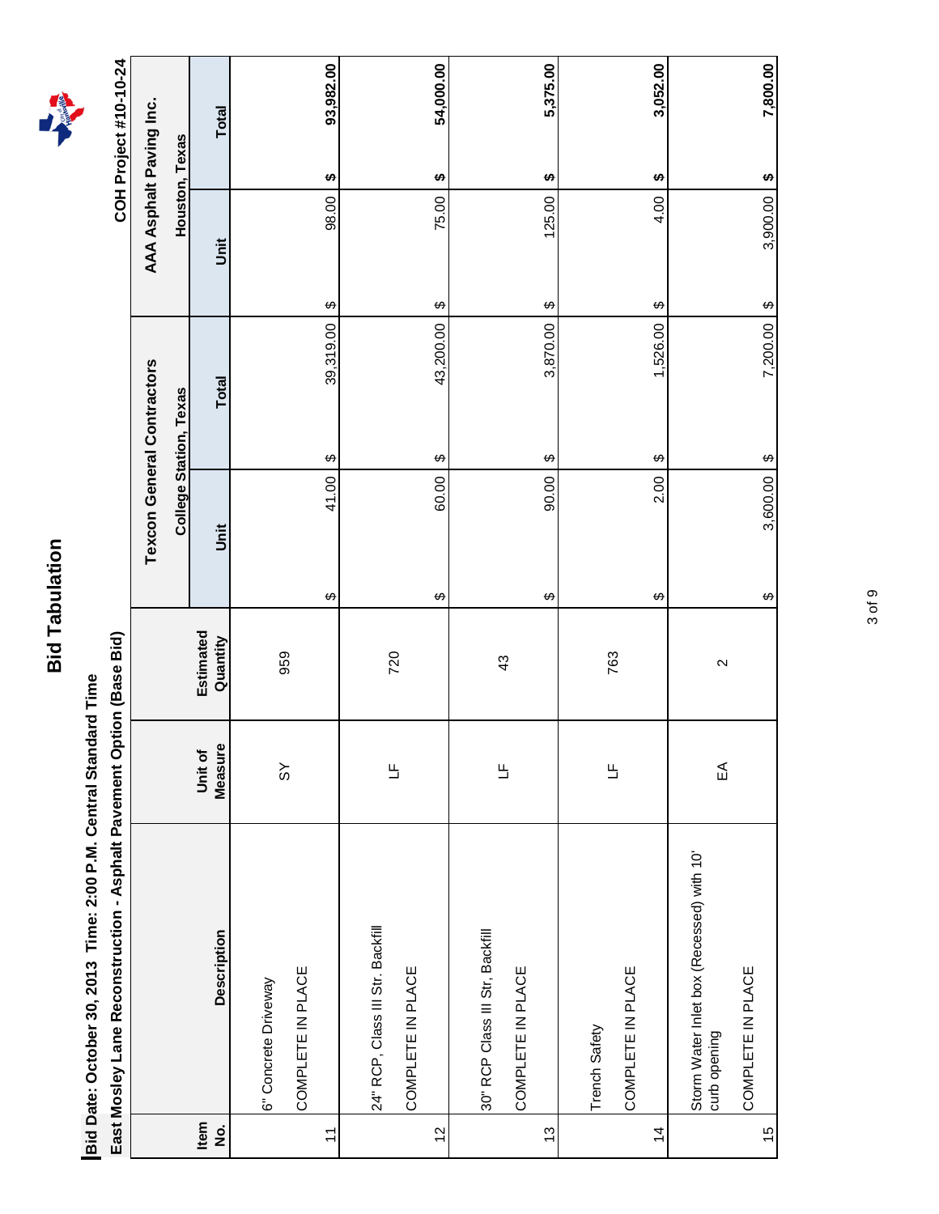# Bid Tabulation

**Bid Date: October 30, 2013 Time: 2:00 P.M. Central Standard Time**

**East Mosley Lane Reconstruction - Asphalt Pavement Option (Base Bid)**

**COH Project #10-10-24**

| Item No. | Description | Unit of Measure | Estimated Quantity | Texcon General Contractors College Station, Texas | | AAA Asphalt Paving Inc. Houston, Texas | |
|---|---|---|---|---|---|---|---|
| | | | | Unit | Total | Unit | Total |
| 11 | 6" Concrete Driveway COMPLETE IN PLACE | SY | 959 | $ 41.00 | $ 39,319.00 | $ 98.00 | $ 93,982.00 |
| 12 | 24" RCP, Class III Str. Backfill COMPLETE IN PLACE | LF | 720 | $ 60.00 | $ 43,200.00 | $ 75.00 | $ 54,000.00 |
| 13 | 30" RCP Class III Str, Backfill COMPLETE IN PLACE | LF | 43 | $ 90.00 | $ 3,870.00 | $ 125.00 | $ 5,375.00 |
| 14 | Trench Safety COMPLETE IN PLACE | LF | 763 | $ 2.00 | $ 1,526.00 | $ 4.00 | $ 3,052.00 |
| 15 | Storm Water Inlet box (Recessed) with 10' curb opening COMPLETE IN PLACE | EA | 2 | $ 3,600.00 | $ 7,200.00 | $ 3,900.00 | $ 7,800.00 |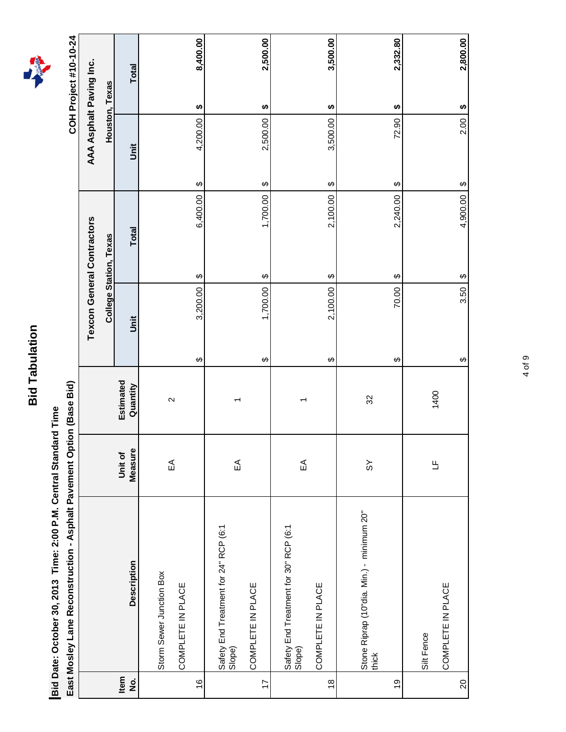# Bid Tabulation

**Bid Date: October 30, 2013 Time: 2:00 P.M. Central Standard Time**

**East Mosley Lane Reconstruction - Asphalt Pavement Option (Base Bid)**

**COH Project #10-10-24**

| Item No. | Description | Unit of Measure | Estimated Quantity | Texcon General Contractors, College Station, Texas | | AAA Asphalt Paving Inc., Houston, Texas | |
|---|---|---|---|---|---|---|---|
| | | | | Unit | Total | Unit | Total |
| 16 | Storm Sewer Junction Box COMPLETE IN PLACE | EA | 2 | $ 3,200.00 | $ 6,400.00 | $ 4,200.00 | **$ 8,400.00** |
| 17 | Safety End Treatment for 24" RCP (6:1 Slope) COMPLETE IN PLACE | EA | 1 | $ 1,700.00 | $ 1,700.00 | $ 2,500.00 | **$ 2,500.00** |
| 18 | Safety End Treatment for 30" RCP (6:1 Slope) COMPLETE IN PLACE | EA | 1 | $ 2,100.00 | $ 2,100.00 | $ 3,500.00 | **$ 3,500.00** |
| 19 | Stone Riprap (10"dia. Min.) - minimum 20" thick | SY | 32 | $ 70.00 | $ 2,240.00 | $ 72.90 | **$ 2,332.80** |
| 20 | Silt Fence COMPLETE IN PLACE | LF | 1400 | $ 3.50 | $ 4,900.00 | $ 2.00 | **$ 2,800.00** |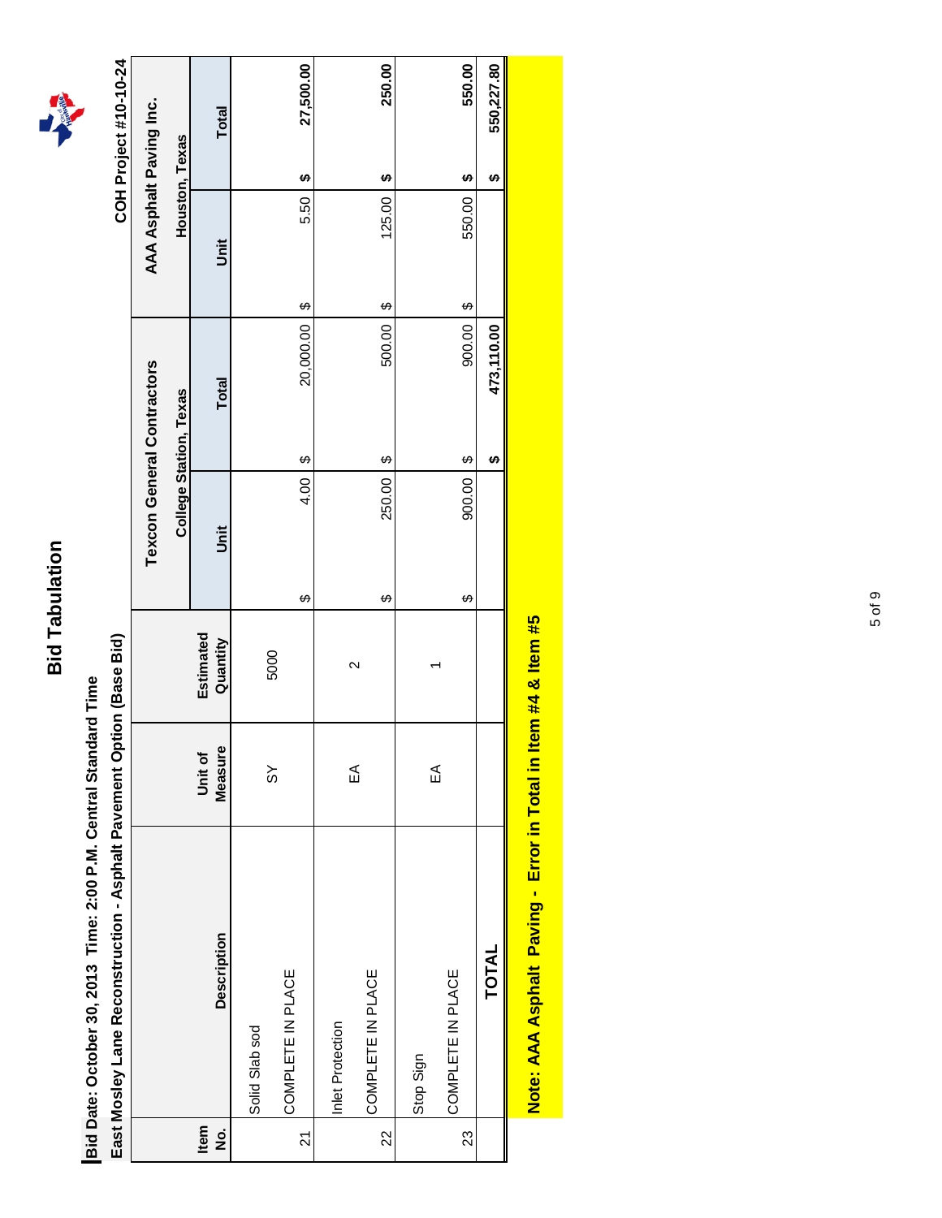# Bid Tabulation

**Bid Date: October 30, 2013 Time: 2:00 P.M. Central Standard Time**

**East Mosley Lane Reconstruction - Asphalt Pavement Option (Base Bid)**

**COH Project #10-10-24**

| Item No. | Description | Unit of Measure | Estimated Quantity | Texcon General Contractors, College Station, Texas | | AAA Asphalt Paving Inc., Houston, Texas | |
|---|---|---|---|---|---|---|---|
| | | | | Unit | Total | Unit | Total |
| 21 | Solid Slab sod<br>COMPLETE IN PLACE | SY | 5000 | $ 4.00 | $ 20,000.00 | $ 5.50 | $ 27,500.00 |
| 22 | Inlet Protection<br>COMPLETE IN PLACE | EA | 2 | $ 250.00 | $ 500.00 | $ 125.00 | $ 250.00 |
| 23 | Stop Sign<br>COMPLETE IN PLACE | EA | 1 | $ 900.00 | $ 900.00 | $ 550.00 | $ 550.00 |
| | **TOTAL** | | | | **$ 473,110.00** | | **$ 550,227.80** |

**Note: AAA Asphalt Paving - Error in Total in Item #4 & Item #5**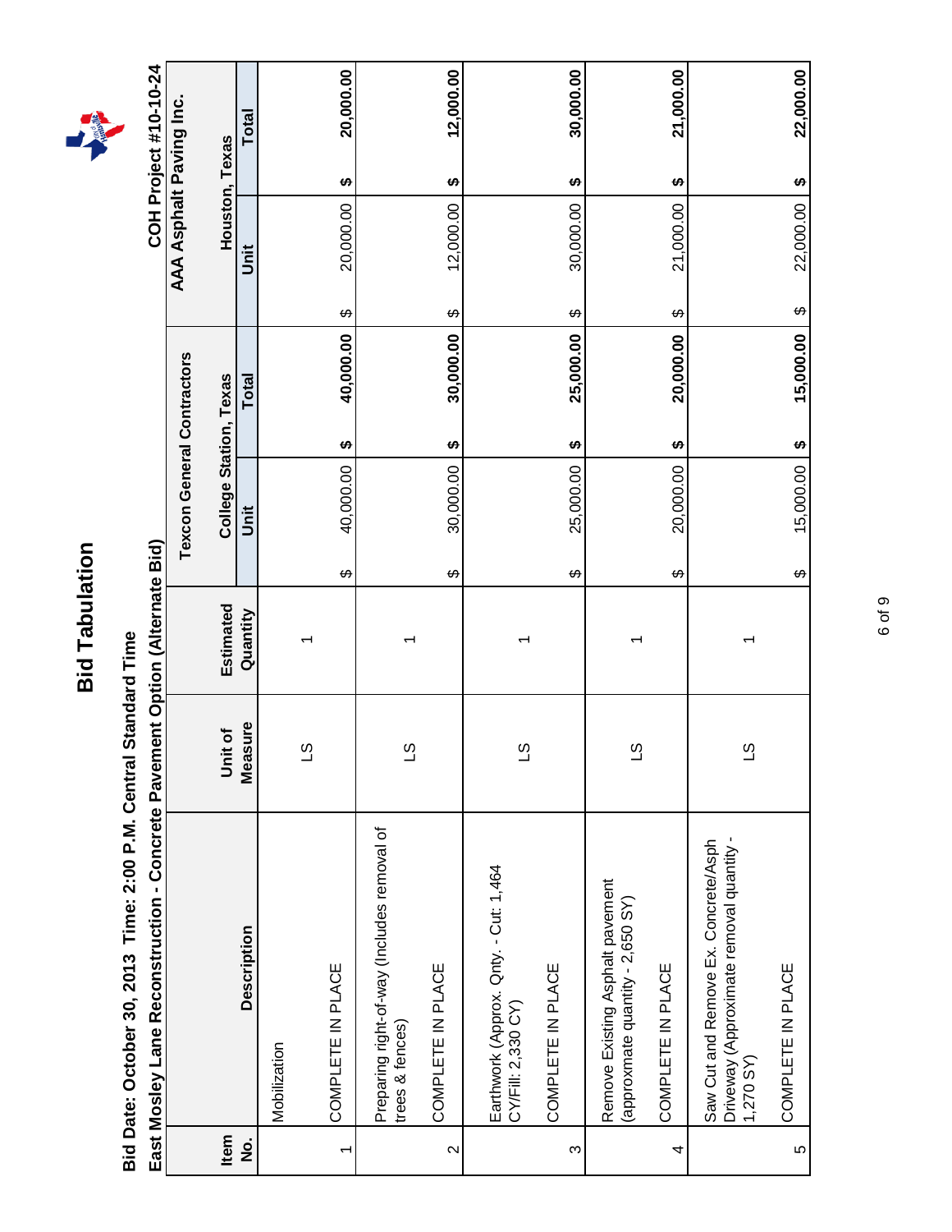# Bid Tabulation

**Bid Date: October 30, 2013 Time: 2:00 P.M. Central Standard Time**

**East Mosley Lane Reconstruction - Concrete Pavement Option (Alternate Bid)**

**COH Project #10-10-24**

| Item No. | Description | Unit of Measure | Estimated Quantity | Texcon General Contractors College Station, Texas | | AAA Asphalt Paving Inc. Houston, Texas | |
|---|---|---|---|---|---|---|---|
| | | | | Unit | Total | Unit | Total |
| 1 | Mobilization<br>COMPLETE IN PLACE | LS | 1 | $ 40,000.00 | $ 40,000.00 | $ 20,000.00 | $ 20,000.00 |
| 2 | Preparing right-of-way (Includes removal of trees & fences)<br>COMPLETE IN PLACE | LS | 1 | $ 30,000.00 | $ 30,000.00 | $ 12,000.00 | $ 12,000.00 |
| 3 | Earthwork (Approx. Qnty. - Cut: 1,464 CY/Fill: 2,330 CY)<br>COMPLETE IN PLACE | LS | 1 | $ 25,000.00 | $ 25,000.00 | $ 30,000.00 | $ 30,000.00 |
| 4 | Remove Existing Asphalt pavement (approxmate quantity - 2,650 SY)<br>COMPLETE IN PLACE | LS | 1 | $ 20,000.00 | $ 20,000.00 | $ 21,000.00 | $ 21,000.00 |
| 5 | Saw Cut and Remove Ex. Concrete/Asph Driveway (Approximate removal quantity - 1,270 SY)<br>COMPLETE IN PLACE | LS | 1 | $ 15,000.00 | $ 15,000.00 | $ 22,000.00 | $ 22,000.00 |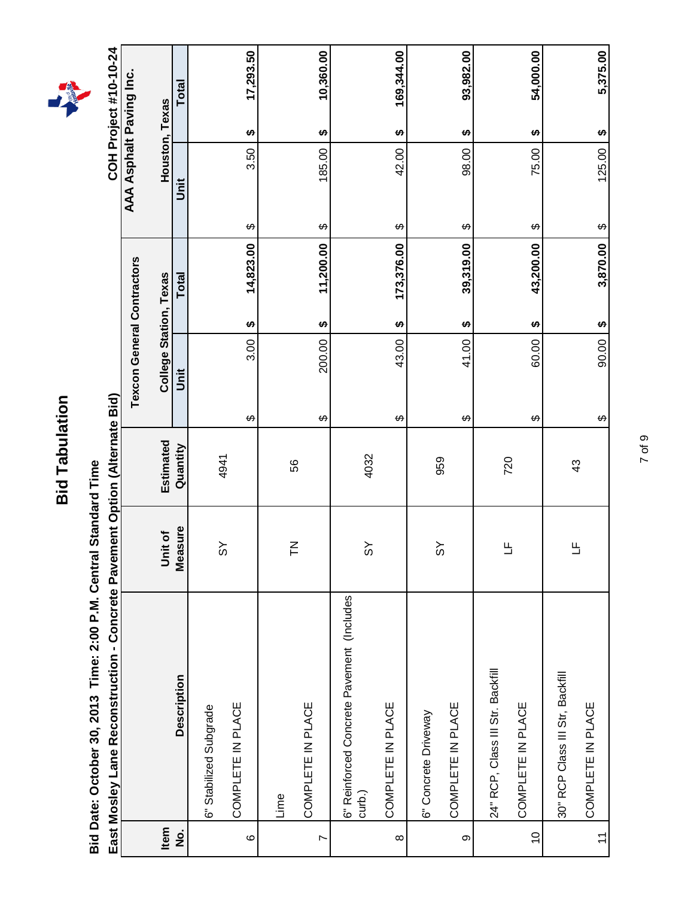# Bid Tabulation

**Bid Date: October 30, 2013 Time: 2:00 P.M. Central Standard Time**

**East Mosley Lane Reconstruction - Concrete Pavement Option (Alternate Bid)**

**COH Project #10-10-24**

| Item No. | Description | Unit of Measure | Estimated Quantity | Texcon General Contractors College Station, Texas | | AAA Asphalt Paving Inc. Houston, Texas | |
|---|---|---|---|---|---|---|---|
| | | | | Unit | Total | Unit | Total |
| 6 | 6" Stabilized Subgrade COMPLETE IN PLACE | SY | 4941 | $ 3.00 | $ 14,823.00 | $ 3.50 | $ 17,293.50 |
| 7 | Lime COMPLETE IN PLACE | TN | 56 | $ 200.00 | $ 11,200.00 | $ 185.00 | $ 10,360.00 |
| 8 | 6" Reinforced Concrete Pavement (Includes curb.) COMPLETE IN PLACE | SY | 4032 | $ 43.00 | $ 173,376.00 | $ 42.00 | $ 169,344.00 |
| 9 | 6" Concrete Driveway COMPLETE IN PLACE | SY | 959 | $ 41.00 | $ 39,319.00 | $ 98.00 | $ 93,982.00 |
| 10 | 24" RCP, Class III Str. Backfill COMPLETE IN PLACE | LF | 720 | $ 60.00 | $ 43,200.00 | $ 75.00 | $ 54,000.00 |
| 11 | 30" RCP Class III Str, Backfill COMPLETE IN PLACE | LF | 43 | $ 90.00 | $ 3,870.00 | $ 125.00 | $ 5,375.00 |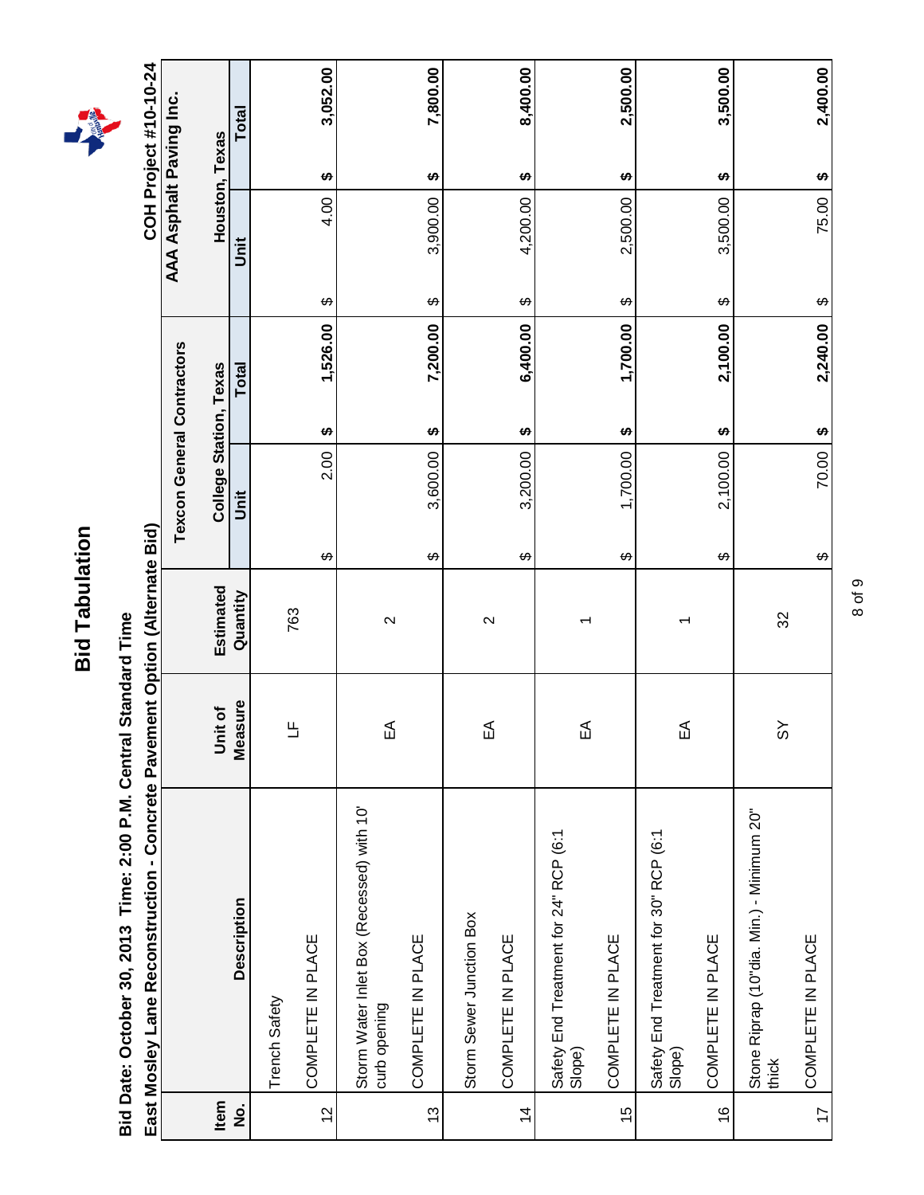# Bid Tabulation

**Bid Date: October 30, 2013 Time: 2:00 P.M. Central Standard Time**

**East Mosley Lane Reconstruction - Concrete Pavement Option (Alternate Bid)**

**COH Project #10-10-24**

| Item No. | Description | Unit of Measure | Estimated Quantity | Texcon General Contractors College Station, Texas | | AAA Asphalt Paving Inc. Houston, Texas | |
|---|---|---|---|---|---|---|---|
| | | | | Unit | Total | Unit | Total |
| 12 | Trench Safety<br>COMPLETE IN PLACE | LF | 763 | $ 2.00 | $ 1,526.00 | $ 4.00 | $ 3,052.00 |
| 13 | Storm Water Inlet Box (Recessed) with 10' curb opening<br>COMPLETE IN PLACE | EA | 2 | $ 3,600.00 | $ 7,200.00 | $ 3,900.00 | $ 7,800.00 |
| 14 | Storm Sewer Junction Box<br>COMPLETE IN PLACE | EA | 2 | $ 3,200.00 | $ 6,400.00 | $ 4,200.00 | $ 8,400.00 |
| 15 | Safety End Treatment for 24" RCP (6:1 Slope)<br>COMPLETE IN PLACE | EA | 1 | $ 1,700.00 | $ 1,700.00 | $ 2,500.00 | $ 2,500.00 |
| 16 | Safety End Treatment for 30" RCP (6:1 Slope)<br>COMPLETE IN PLACE | EA | 1 | $ 2,100.00 | $ 2,100.00 | $ 3,500.00 | $ 3,500.00 |
| 17 | Stone Riprap (10"dia. Min.) - Minimum 20" thick<br>COMPLETE IN PLACE | SY | 32 | $ 70.00 | $ 2,240.00 | $ 75.00 | $ 2,400.00 |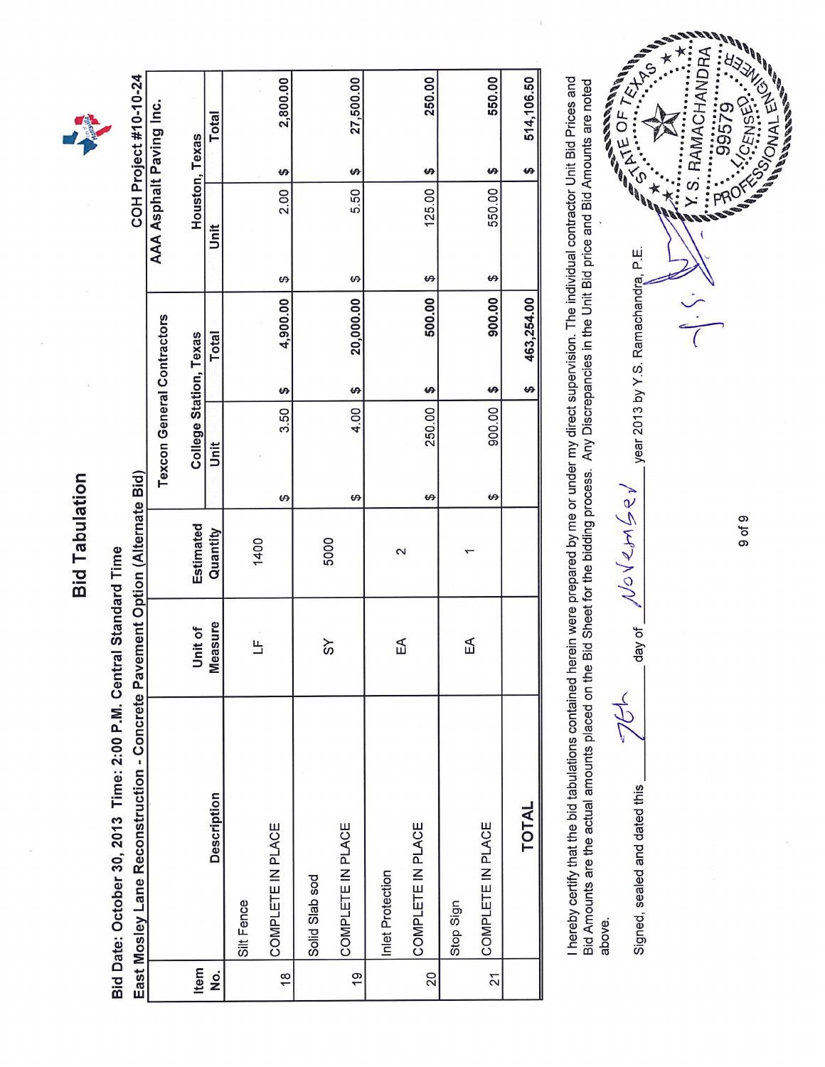# Bid Tabulation

**Bid Date: October 30, 2013 Time: 2:00 P.M. Central Standard Time**

**East Mosley Lane Reconstruction - Concrete Pavement Option (Alternate Bid)**

**COH Project #10-10-24**

| Item No. | Description | Unit of Measure | Estimated Quantity | Texcon General Contractors College Station, Texas | | AAA Asphalt Paving Inc. Houston, Texas | |
|---|---|---|---|---|---|---|---|
| | | | | Unit | Total | Unit | Total |
| 18 | Silt Fence COMPLETE IN PLACE | LF | 1400 | $ 3.50 | $ 4,900.00 | $ 2.00 | $ 2,800.00 |
| 19 | Solid Slab sod COMPLETE IN PLACE | SY | 5000 | $ 4.00 | $ 20,000.00 | $ 5.50 | $ 27,500.00 |
| 20 | Inlet Protection COMPLETE IN PLACE | EA | 2 | $ 250.00 | $ 500.00 | $ 125.00 | $ 250.00 |
| 21 | Stop Sign COMPLETE IN PLACE | EA | 1 | $ 900.00 | $ 900.00 | $ 550.00 | $ 550.00 |
| | **TOTAL** | | | | **$ 463,254.00** | | **$ 514,106.50** |

I hereby certify that the bid tabulations contained herein were prepared by me or under my direct supervision. The individual contractor Unit Bid Prices and Bid Amounts are the actual amounts placed on the Bid Sheet for the bidding process. Any Discrepancies in the Unit Bid price and Bid Amounts are noted above.

Signed, sealed and dated this 7th day of November year 2013 by Y.S. Ramachandra, P.E.

STATE OF TEXAS
Y. S. RAMACHANDRA
99579
LICENSED
PROFESSIONAL ENGINEER